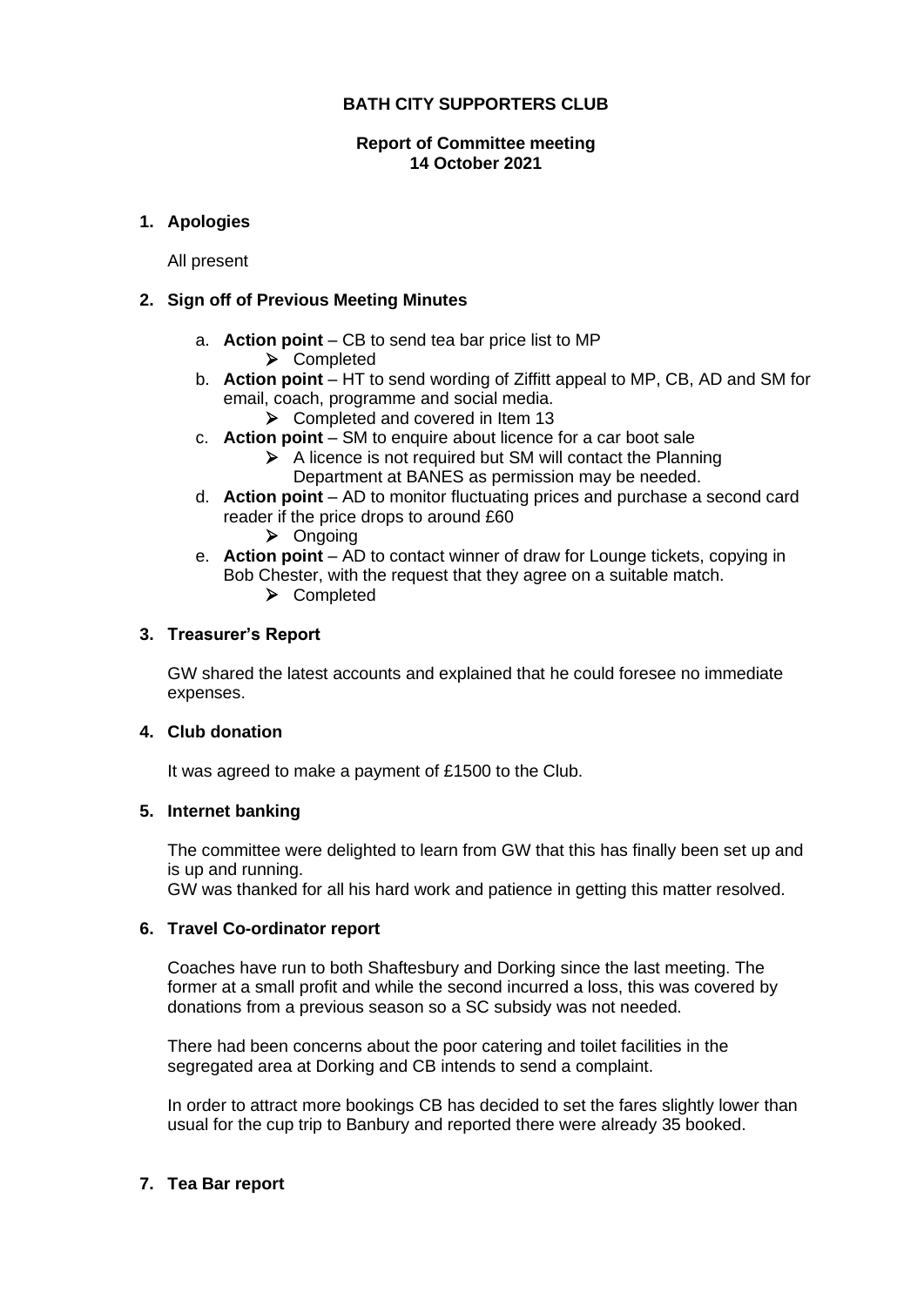**BATH CITY SUPPORTERS CLUB**

**Report of Committee meeting**
**14 October 2021**

## 1. Apologies

All present

## 2. Sign off of Previous Meeting Minutes

a. **Action point** – CB to send tea bar price list to MP
   - Completed

b. **Action point** – HT to send wording of Ziffitt appeal to MP, CB, AD and SM for email, coach, programme and social media.
   - Completed and covered in Item 13

c. **Action point** – SM to enquire about licence for a car boot sale
   - A licence is not required but SM will contact the Planning Department at BANES as permission may be needed.

d. **Action point** – AD to monitor fluctuating prices and purchase a second card reader if the price drops to around £60
   - Ongoing

e. **Action point** – AD to contact winner of draw for Lounge tickets, copying in Bob Chester, with the request that they agree on a suitable match.
   - Completed

## 3. Treasurer's Report

GW shared the latest accounts and explained that he could foresee no immediate expenses.

## 4. Club donation

It was agreed to make a payment of £1500 to the Club.

## 5. Internet banking

The committee were delighted to learn from GW that this has finally been set up and is up and running.
GW was thanked for all his hard work and patience in getting this matter resolved.

## 6. Travel Co-ordinator report

Coaches have run to both Shaftesbury and Dorking since the last meeting. The former at a small profit and while the second incurred a loss, this was covered by donations from a previous season so a SC subsidy was not needed.

There had been concerns about the poor catering and toilet facilities in the segregated area at Dorking and CB intends to send a complaint.

In order to attract more bookings CB has decided to set the fares slightly lower than usual for the cup trip to Banbury and reported there were already 35 booked.

## 7. Tea Bar report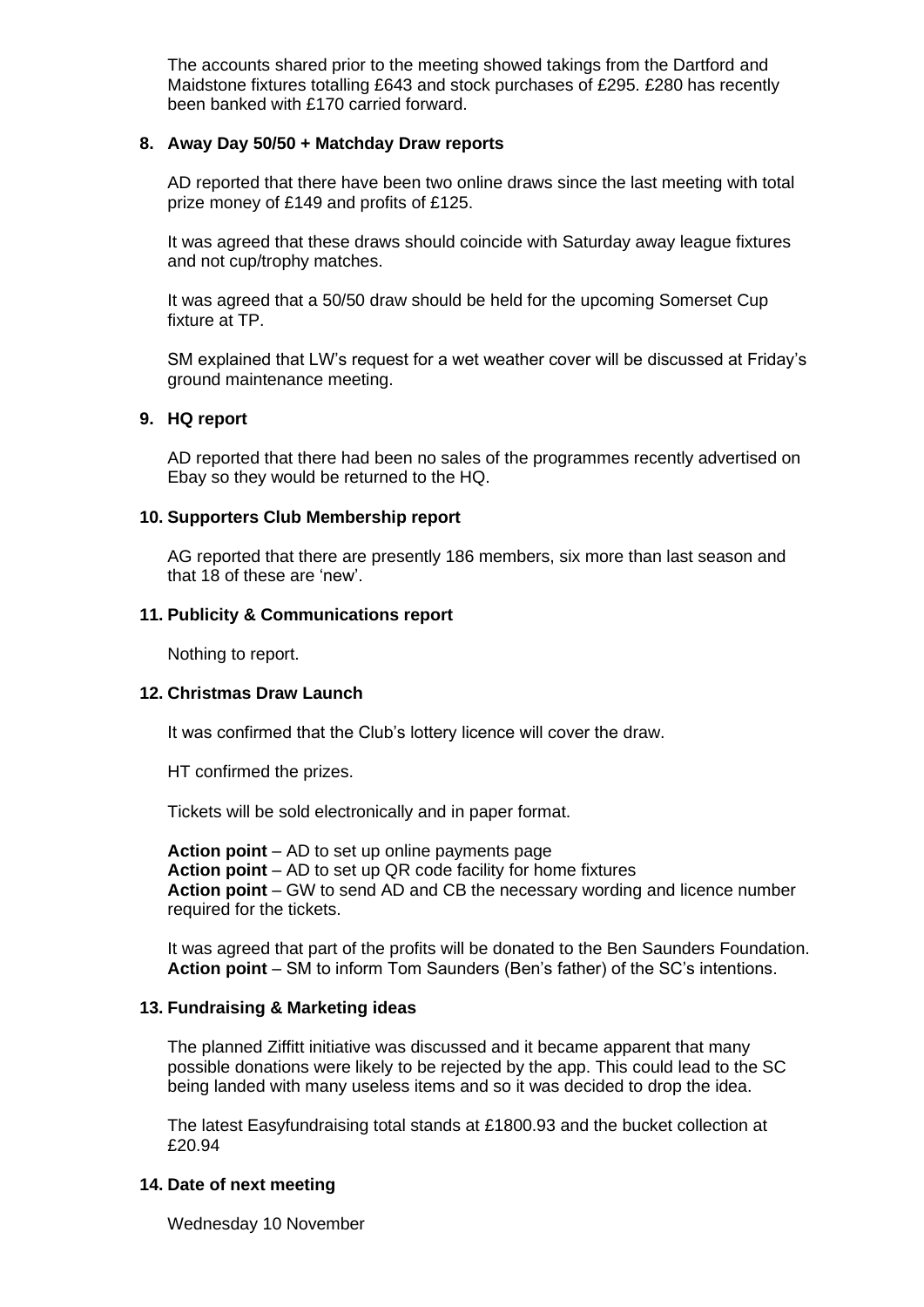The accounts shared prior to the meeting showed takings from the Dartford and Maidstone fixtures totalling £643 and stock purchases of £295. £280 has recently been banked with £170 carried forward.

**8. Away Day 50/50 + Matchday Draw reports**

AD reported that there have been two online draws since the last meeting with total prize money of £149 and profits of £125.

It was agreed that these draws should coincide with Saturday away league fixtures and not cup/trophy matches.

It was agreed that a 50/50 draw should be held for the upcoming Somerset Cup fixture at TP.

SM explained that LW's request for a wet weather cover will be discussed at Friday's ground maintenance meeting.

**9. HQ report**

AD reported that there had been no sales of the programmes recently advertised on Ebay so they would be returned to the HQ.

**10. Supporters Club Membership report**

AG reported that there are presently 186 members, six more than last season and that 18 of these are 'new'.

**11. Publicity & Communications report**

Nothing to report.

**12. Christmas Draw Launch**

It was confirmed that the Club's lottery licence will cover the draw.

HT confirmed the prizes.

Tickets will be sold electronically and in paper format.

**Action point** – AD to set up online payments page
**Action point** – AD to set up QR code facility for home fixtures
**Action point** – GW to send AD and CB the necessary wording and licence number required for the tickets.

It was agreed that part of the profits will be donated to the Ben Saunders Foundation.
**Action point** – SM to inform Tom Saunders (Ben's father) of the SC's intentions.

**13. Fundraising & Marketing ideas**

The planned Ziffitt initiative was discussed and it became apparent that many possible donations were likely to be rejected by the app. This could lead to the SC being landed with many useless items and so it was decided to drop the idea.

The latest Easyfundraising total stands at £1800.93 and the bucket collection at £20.94

**14. Date of next meeting**

Wednesday 10 November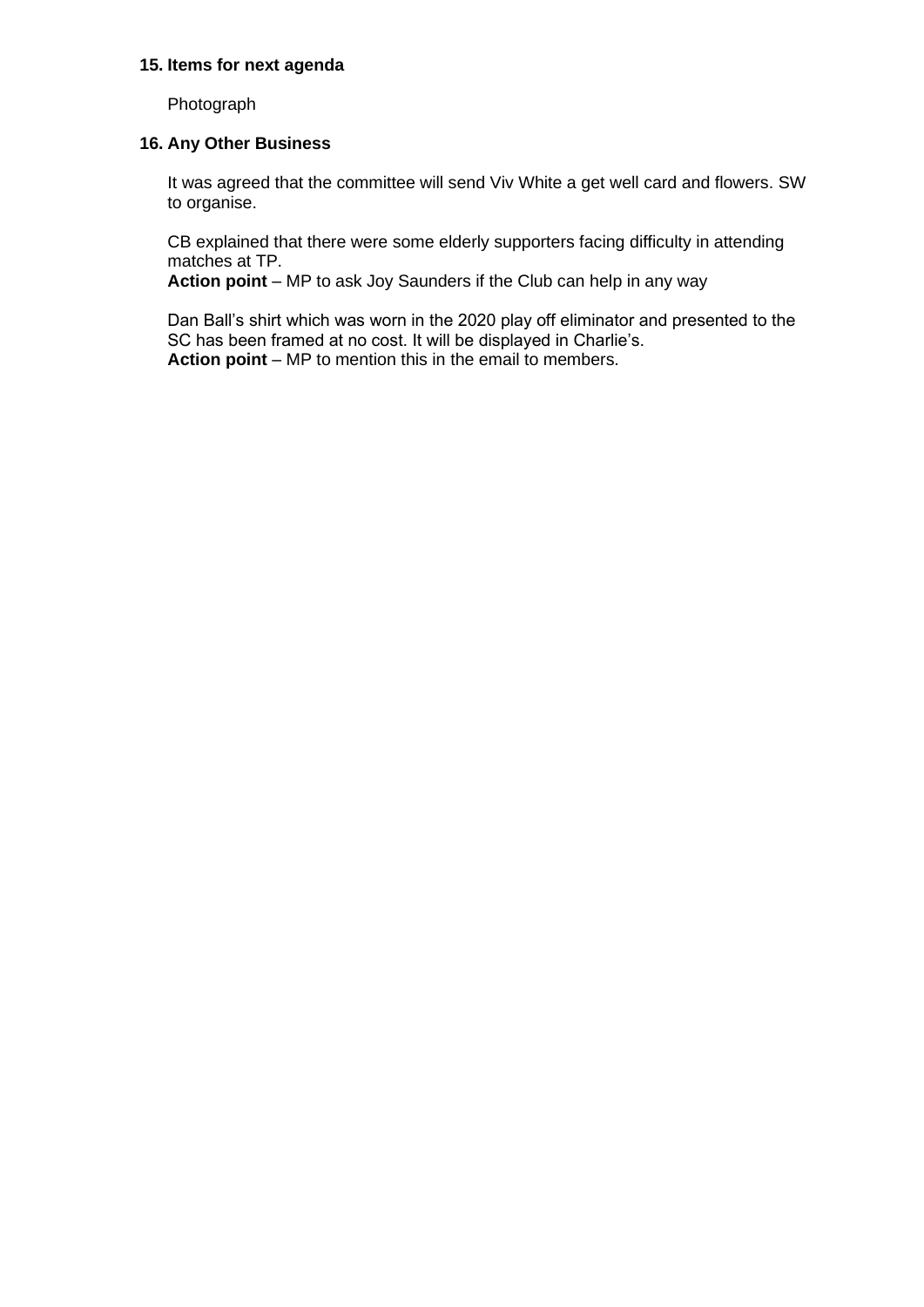**15. Items for next agenda**

Photograph

**16. Any Other Business**

It was agreed that the committee will send Viv White a get well card and flowers. SW to organise.

CB explained that there were some elderly supporters facing difficulty in attending matches at TP.
**Action point** – MP to ask Joy Saunders if the Club can help in any way

Dan Ball's shirt which was worn in the 2020 play off eliminator and presented to the SC has been framed at no cost. It will be displayed in Charlie's.
**Action point** – MP to mention this in the email to members.